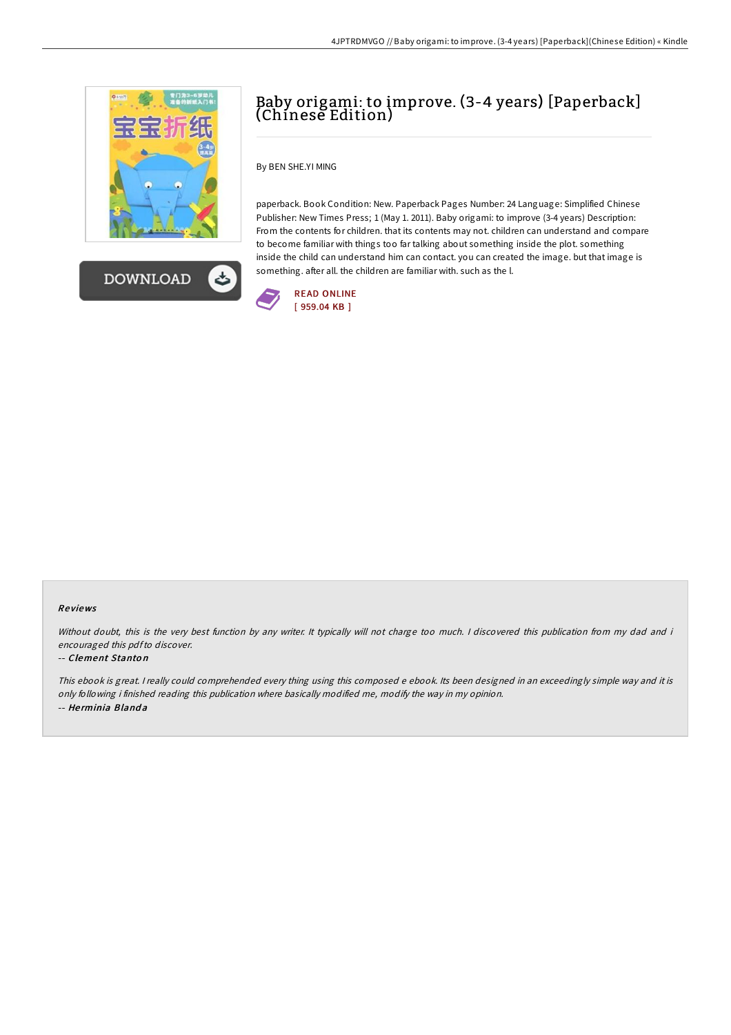# Baby origami: to improve. (3-4 years) [Paperback] (Chinese Edition)

By BEN SHE.YI MING

paperback. Book Condition: New. Paperback Pages Number: 24 Language: Simplified Chinese Publisher: New Times Press; 1 (May 1. 2011). Baby origami: to improve (3-4 years) Description: From the contents for children. that its contents may not. children can understand and compare to become familiar with things too far talking about something inside the plot. something inside the child can understand him can contact. you can created the image. but that image is something. after all. the children are familiar with. such as the l.

READ ONLINE
[ 959.04 KB ]

### Reviews

*Without doubt, this is the very best function by any writer. It typically will not charge too much. I discovered this publication from my dad and i encouraged this pdf to discover.*

-- ***Clement Stanton***

*This ebook is great. I really could comprehended every thing using this composed e ebook. Its been designed in an exceedingly simple way and it is only following i finished reading this publication where basically modified me, modify the way in my opinion.*

-- ***Herminia Blanda***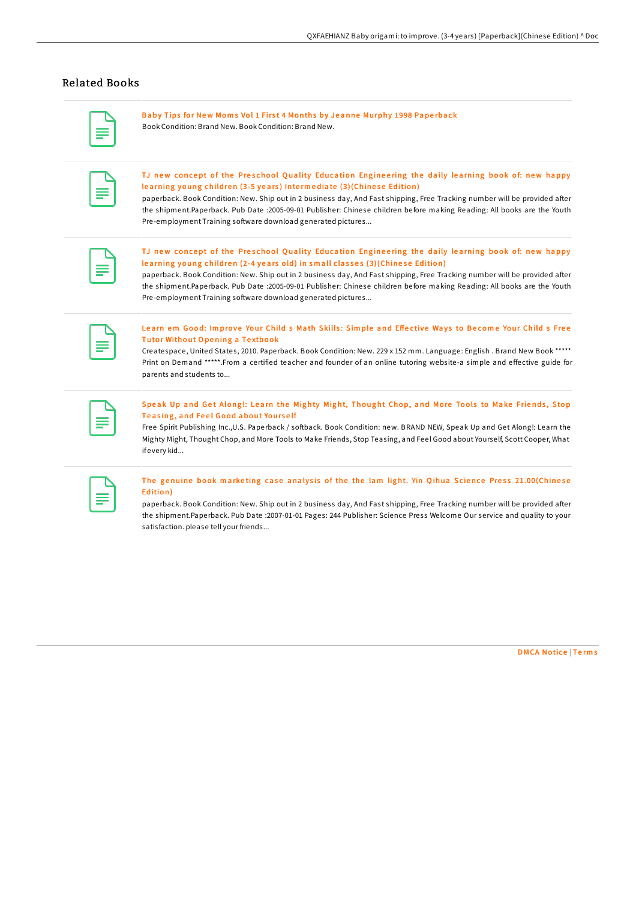## Related Books

**Baby Tips for New Moms Vol 1 First 4 Months by Jeanne Murphy 1998 Paperback**

Book Condition: Brand New. Book Condition: Brand New.

**TJ new concept of the Preschool Quality Education Engineering the daily learning book of: new happy learning young children (3-5 years) Intermediate (3)(Chinese Edition)**

paperback. Book Condition: New. Ship out in 2 business day, And Fast shipping, Free Tracking number will be provided after the shipment.Paperback. Pub Date :2005-09-01 Publisher: Chinese children before making Reading: All books are the Youth Pre-employment Training software download generated pictures...

**TJ new concept of the Preschool Quality Education Engineering the daily learning book of: new happy learning young children (2-4 years old) in small classes (3)(Chinese Edition)**

paperback. Book Condition: New. Ship out in 2 business day, And Fast shipping, Free Tracking number will be provided after the shipment.Paperback. Pub Date :2005-09-01 Publisher: Chinese children before making Reading: All books are the Youth Pre-employment Training software download generated pictures...

**Learn em Good: Improve Your Child s Math Skills: Simple and Effective Ways to Become Your Child s Free Tutor Without Opening a Textbook**

Createspace, United States, 2010. Paperback. Book Condition: New. 229 x 152 mm. Language: English . Brand New Book ***** Print on Demand *****.From a certified teacher and founder of an online tutoring website-a simple and effective guide for parents and students to...

**Speak Up and Get Along!: Learn the Mighty Might, Thought Chop, and More Tools to Make Friends, Stop Teasing, and Feel Good about Yourself**

Free Spirit Publishing Inc.,U.S. Paperback / softback. Book Condition: new. BRAND NEW, Speak Up and Get Along!: Learn the Mighty Might, Thought Chop, and More Tools to Make Friends, Stop Teasing, and Feel Good about Yourself, Scott Cooper, What if every kid...

**The genuine book marketing case analysis of the the lam light. Yin Qihua Science Press 21.00(Chinese Edition)**

paperback. Book Condition: New. Ship out in 2 business day, And Fast shipping, Free Tracking number will be provided after the shipment.Paperback. Pub Date :2007-01-01 Pages: 244 Publisher: Science Press Welcome Our service and quality to your satisfaction. please tell your friends...